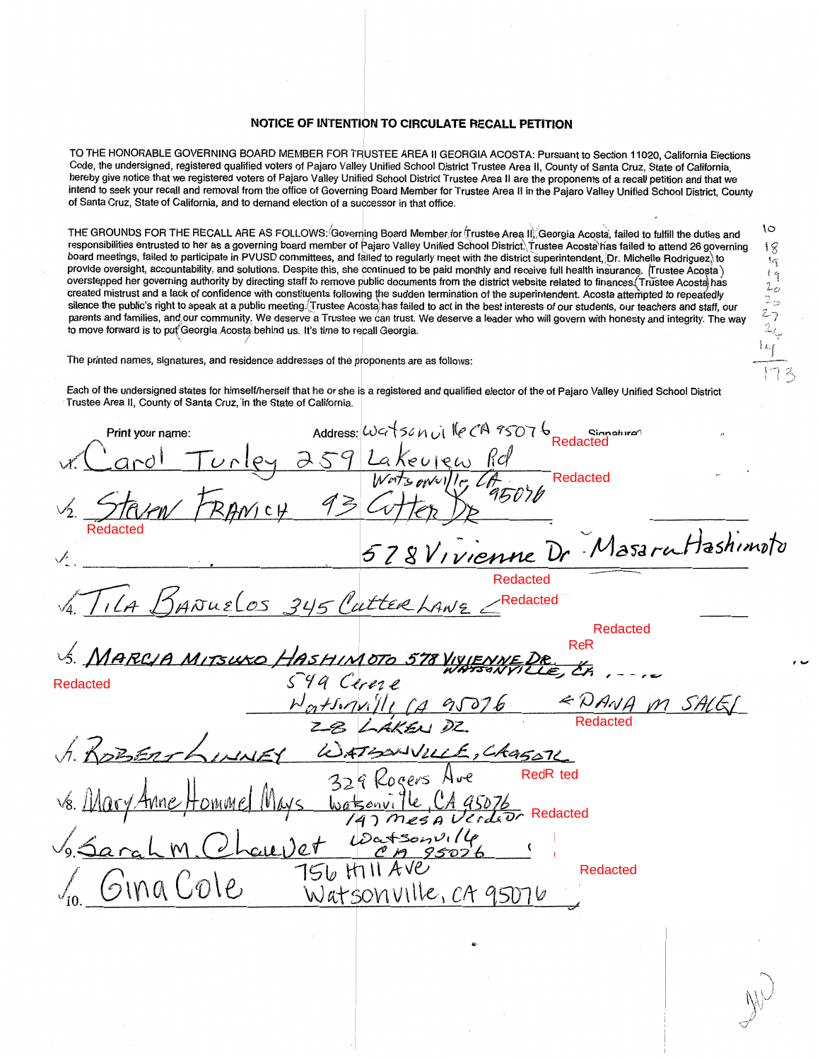# NOTICE OF INTENTION TO CIRCULATE RECALL PETITION

TO THE HONORABLE GOVERNING BOARD MEMBER FOR TRUSTEE AREA II GEORGIA ACOSTA: Pursuant to Section 11020, California Elections Code, the undersigned, registered qualified voters of Pajaro Valley Unified School District Trustee Area II, County of Santa Cruz, State of California, hereby give notice that we registered voters of Pajaro Valley Unified School District Trustee Area II are the proponents of a recall petition and that we intend to seek your recall and removal from the office of Governing Board Member for Trustee Area II in the Pajaro Valley Unified School District, County of Santa Cruz, State of California, and to demand election of a successor in that office.

THE GROUNDS FOR THE RECALL ARE AS FOLLOWS: Governing Board Member for Trustee Area II, Georgia Acosta, failed to fulfill the duties and responsibilities entrusted to her as a governing board member of Pajaro Valley Unified School District. Trustee Acosta has failed to attend 26 governing board meetings, failed to participate in PVUSD committees, and failed to regularly meet with the district superintendent, Dr. Michelle Rodriguez, to provide oversight, accountability, and solutions. Despite this, she continued to be paid monthly and receive full health insurance. Trustee Acosta overstepped her governing authority by directing staff to remove public documents from the district website related to finances. Trustee Acosta has created mistrust and a lack of confidence with constituents following the sudden termination of the superintendent. Acosta attempted to repeatedly silence the public's right to speak at a public meeting. Trustee Acosta has failed to act in the best interests of our students, our teachers and staff, our parents and families, and our community. We deserve a Trustee we can trust. We deserve a leader who will govern with honesty and integrity. The way to move forward is to put Georgia Acosta behind us. It's time to recall Georgia.

10
18
19
19
20
20
27
26
14
173

The printed names, signatures, and residence addresses of the proponents are as follows:

Each of the undersigned states for himself/herself that he or she is a registered and qualified elector of the of Pajaro Valley Unified School District Trustee Area II, County of Santa Cruz, in the State of California.

| Print your name: | Address: Watsonville CA 95076 | Signature: |
|---|---|---|
| 1. Carol Turley | 259 Lakeview Rd | Redacted |
| 2. Steven Francich | 93 Cutter Dr Watsonville CA 95076 | Redacted |
| 3. Masaru Hashimoto | 578 Vivienne Dr | Redacted |
| 4. Tila Banuelos | 345 Cutter Lane | Redacted |
| 5. Marcia Mitsuko Hashimoto | 578 Vivienne Dr. Watsonville, CA | Redacted |
| Dana M Sales | 549 Crerze Watsonville CA 95076 | Redacted |
| 7. Robert Linney | 28 Laken Dr. Watsonville, CA 95076 | Redacted |
| 8. Mary Anne Hommel Mays | 329 Rogers Ave Watsonville, CA 95076 | Redacted |
| 9. Sarah M. Chauvet | 147 Mesa Verde Dr Watsonville CA 95076 | Redacted |
| 10. Gina Cole | 756 Hill Ave Watsonville, CA 95076 | Redacted |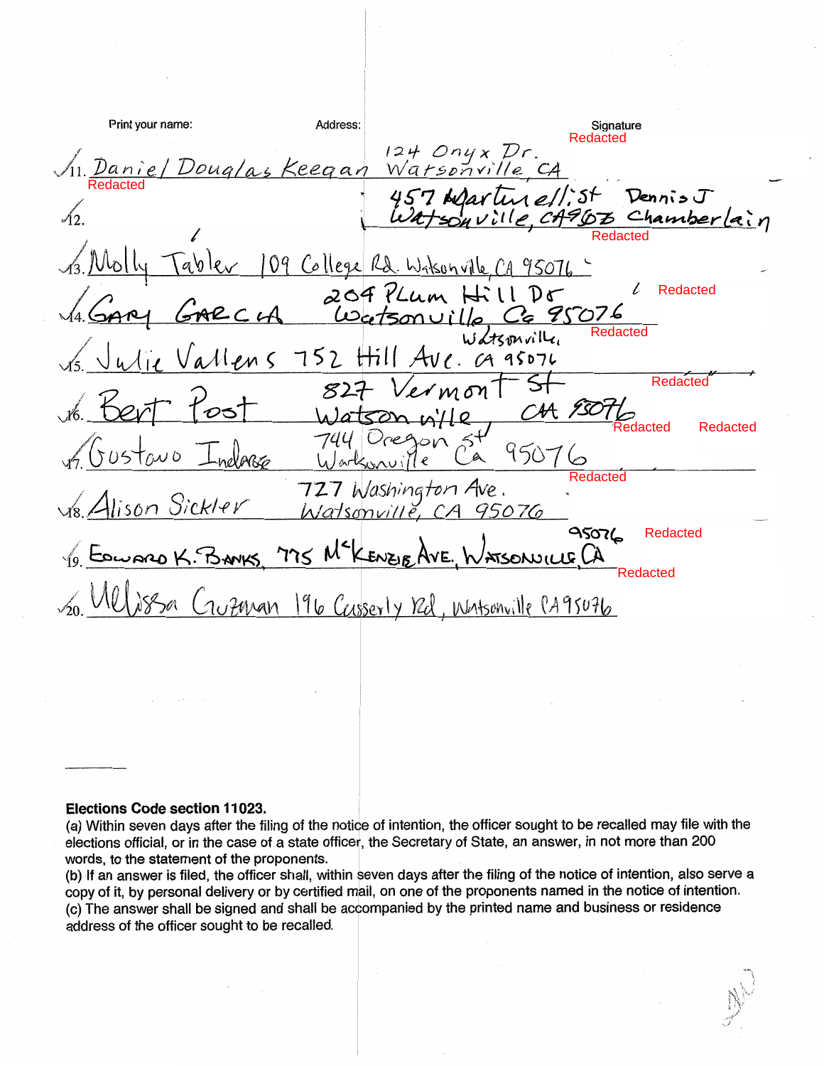| Print your name: | Address: | Signature |
|---|---|---|
| 11. Daniel Douglas Keegan | 124 Onyx Dr. Watsonville, CA | Redacted |
| 12. Redacted | 457 Martinelli St Watsonville, CA 95076 | Dennis J Chamberlain Redacted |
| 13. Molly Tabler | 109 College Rd. Watsonville, CA 95076 | Redacted |
| 14. Gary Garcia | 204 Plum Hill Dr Watsonville Ca 95076 | Redacted |
| 15. Julie Vallens | 752 Hill Ave. Watsonville, CA 95076 | Redacted |
| 16. Bert Post | 827 Vermont St Watsonville, CA 95076 | Redacted |
| 17. Gustavo Indarte | 744 Oregon St Watsonville Ca 95076 | Redacted Redacted |
| 18. Alison Sickler | 727 Washington Ave. Watsonville, CA 95076 | Redacted |
| 19. Edward K. Banks | 775 McKenzie Ave. Watsonville CA 95076 | Redacted |
| 20. Melissa Guzman | 196 Casserly Rd, Watsonville CA 95076 | Redacted |

**Elections Code section 11023.**

(a) Within seven days after the filing of the notice of intention, the officer sought to be recalled may file with the elections official, or in the case of a state officer, the Secretary of State, an answer, in not more than 200 words, to the statement of the proponents.

(b) If an answer is filed, the officer shall, within seven days after the filing of the notice of intention, also serve a copy of it, by personal delivery or by certified mail, on one of the proponents named in the notice of intention.

(c) The answer shall be signed and shall be accompanied by the printed name and business or residence address of the officer sought to be recalled.